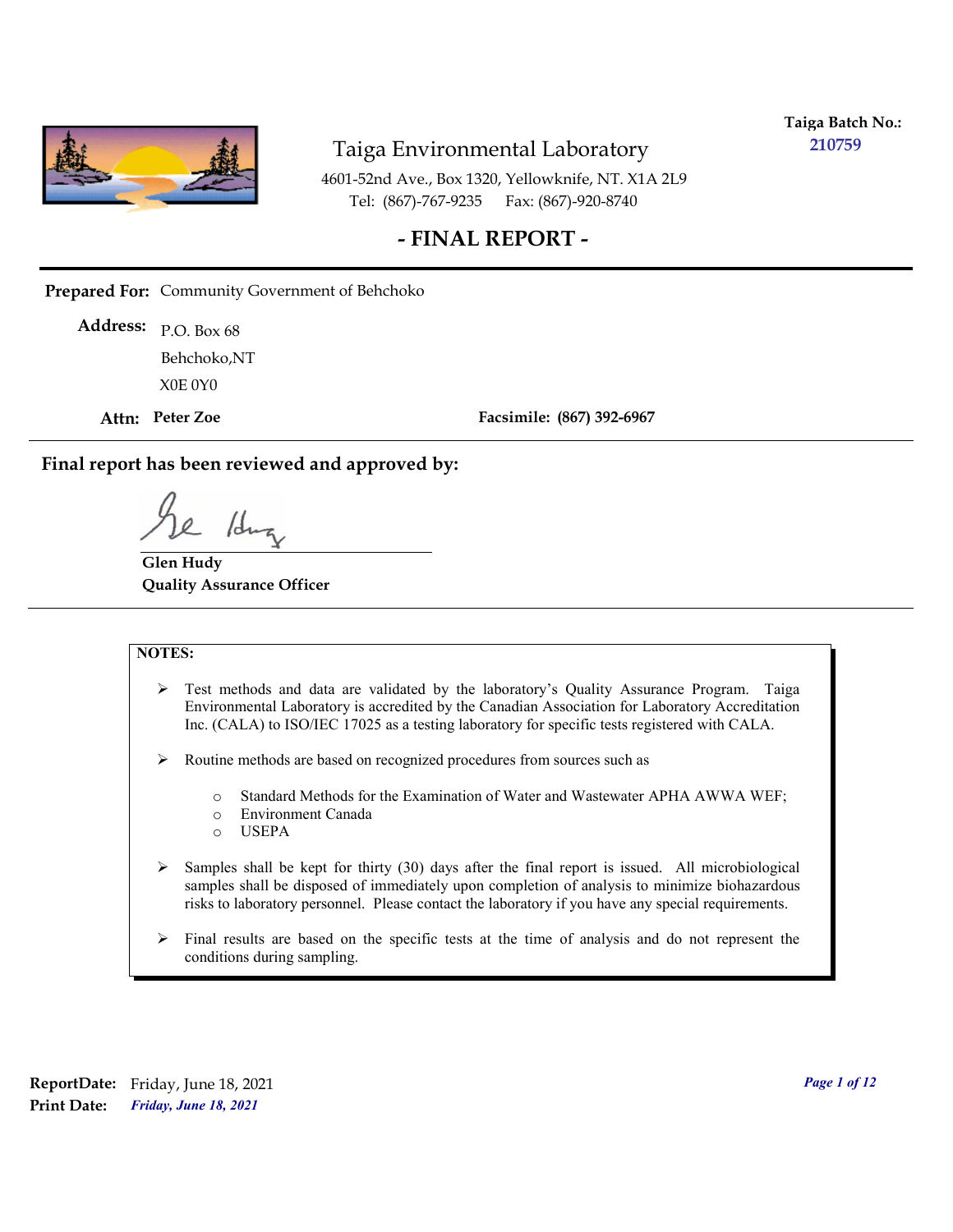**Taiga Batch No.:** 210759

# Taiga Environmental Laboratory

4601-52nd Ave., Box 1320, Yellowknife, NT. X1A 2L9
Tel: (867)-767-9235 Fax: (867)-920-8740

## - FINAL REPORT -

**Prepared For:** Community Government of Behchoko

**Address:** P.O. Box 68
Behchoko,NT
X0E 0Y0

**Attn:** **Peter Zoe** **Facsimile: (867) 392-6967**

**Final report has been reviewed and approved by:**

**Glen Hudy**
**Quality Assurance Officer**

**NOTES:**

- Test methods and data are validated by the laboratory's Quality Assurance Program. Taiga Environmental Laboratory is accredited by the Canadian Association for Laboratory Accreditation Inc. (CALA) to ISO/IEC 17025 as a testing laboratory for specific tests registered with CALA.
- Routine methods are based on recognized procedures from sources such as
  - Standard Methods for the Examination of Water and Wastewater APHA AWWA WEF;
  - Environment Canada
  - USEPA
- Samples shall be kept for thirty (30) days after the final report is issued. All microbiological samples shall be disposed of immediately upon completion of analysis to minimize biohazardous risks to laboratory personnel. Please contact the laboratory if you have any special requirements.
- Final results are based on the specific tests at the time of analysis and do not represent the conditions during sampling.

**ReportDate:** Friday, June 18, 2021
**Print Date:** *Friday, June 18, 2021*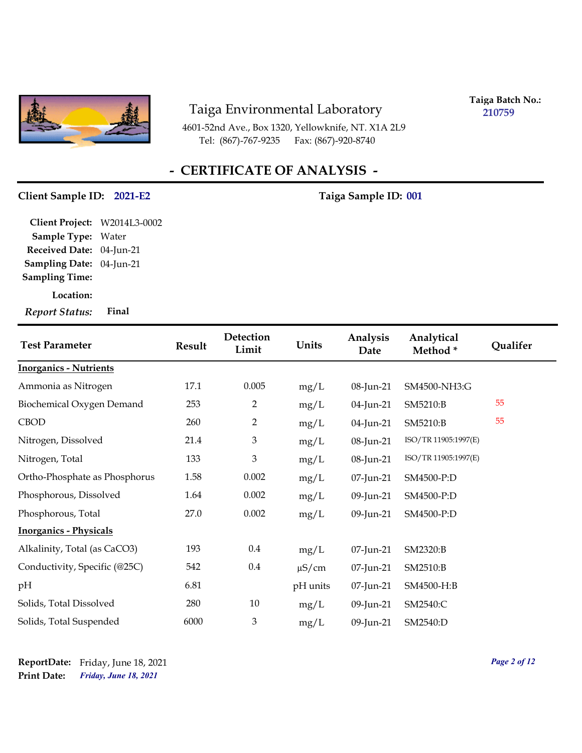Taiga Environmental Laboratory

4601-52nd Ave., Box 1320, Yellowknife, NT. X1A 2L9
Tel: (867)-767-9235 Fax: (867)-920-8740

**Taiga Batch No.:** 210759

# - CERTIFICATE OF ANALYSIS -

**Client Sample ID:** 2021-E2 **Taiga Sample ID:** 001

**Client Project:** W2014L3-0002
**Sample Type:** Water
**Received Date:** 04-Jun-21
**Sampling Date:** 04-Jun-21
**Sampling Time:**

**Location:**

***Report Status:*** **Final**

| Test Parameter | Result | Detection Limit | Units | Analysis Date | Analytical Method * | Qualifer |
|---|---|---|---|---|---|---|
| **Inorganics - Nutrients** | | | | | | |
| Ammonia as Nitrogen | 17.1 | 0.005 | mg/L | 08-Jun-21 | SM4500-NH3:G | |
| Biochemical Oxygen Demand | 253 | 2 | mg/L | 04-Jun-21 | SM5210:B | 55 |
| CBOD | 260 | 2 | mg/L | 04-Jun-21 | SM5210:B | 55 |
| Nitrogen, Dissolved | 21.4 | 3 | mg/L | 08-Jun-21 | ISO/TR 11905:1997(E) | |
| Nitrogen, Total | 133 | 3 | mg/L | 08-Jun-21 | ISO/TR 11905:1997(E) | |
| Ortho-Phosphate as Phosphorus | 1.58 | 0.002 | mg/L | 07-Jun-21 | SM4500-P:D | |
| Phosphorous, Dissolved | 1.64 | 0.002 | mg/L | 09-Jun-21 | SM4500-P:D | |
| Phosphorous, Total | 27.0 | 0.002 | mg/L | 09-Jun-21 | SM4500-P:D | |
| **Inorganics - Physicals** | | | | | | |
| Alkalinity, Total (as CaCO3) | 193 | 0.4 | mg/L | 07-Jun-21 | SM2320:B | |
| Conductivity, Specific (@25C) | 542 | 0.4 | µS/cm | 07-Jun-21 | SM2510:B | |
| pH | 6.81 | | pH units | 07-Jun-21 | SM4500-H:B | |
| Solids, Total Dissolved | 280 | 10 | mg/L | 09-Jun-21 | SM2540:C | |
| Solids, Total Suspended | 6000 | 3 | mg/L | 09-Jun-21 | SM2540:D | |

**ReportDate:** Friday, June 18, 2021
**Print Date:** *Friday, June 18, 2021*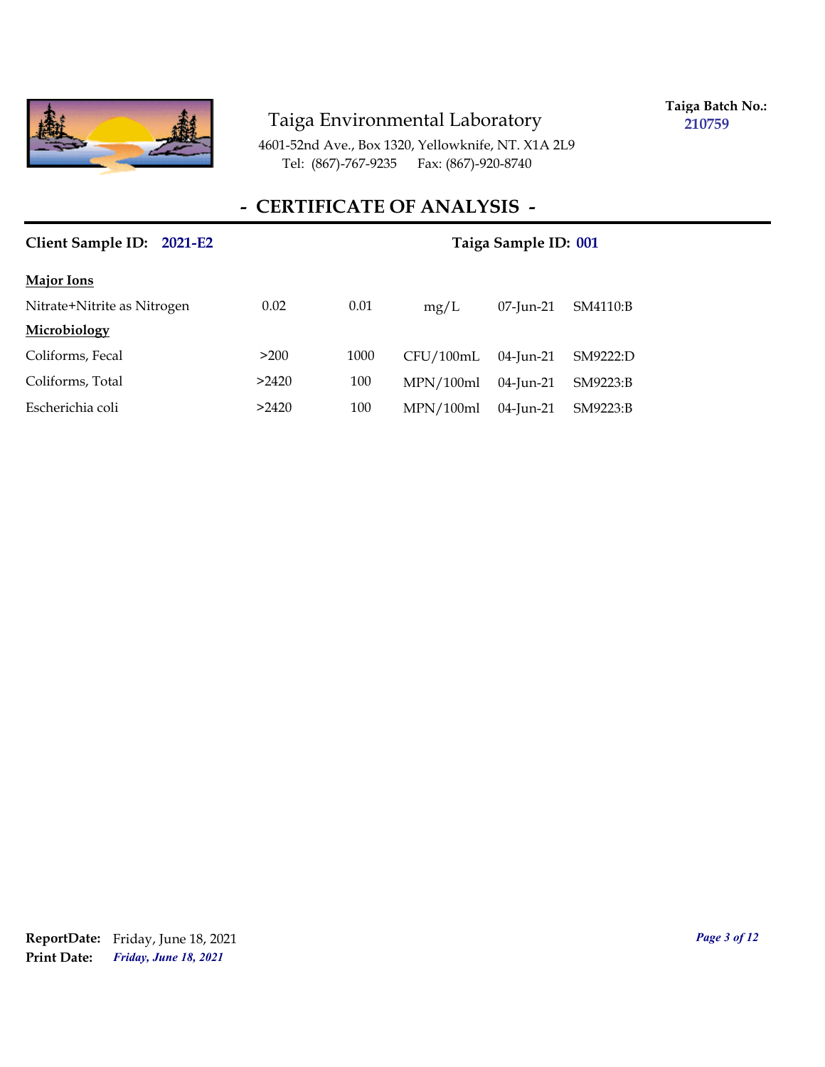Taiga Environmental Laboratory

4601-52nd Ave., Box 1320, Yellowknife, NT. X1A 2L9
Tel: (867)-767-9235 Fax: (867)-920-8740

**Taiga Batch No.:** 210759

# - CERTIFICATE OF ANALYSIS -

**Client Sample ID:** 2021-E2 **Taiga Sample ID:** 001

| | | | | | |
|---|---|---|---|---|---|
| **Major Ions** | | | | | |
| Nitrate+Nitrite as Nitrogen | 0.02 | 0.01 | mg/L | 07-Jun-21 | SM4110:B |
| **Microbiology** | | | | | |
| Coliforms, Fecal | >200 | 1000 | CFU/100mL | 04-Jun-21 | SM9222:D |
| Coliforms, Total | >2420 | 100 | MPN/100ml | 04-Jun-21 | SM9223:B |
| Escherichia coli | >2420 | 100 | MPN/100ml | 04-Jun-21 | SM9223:B |

**ReportDate:** Friday, June 18, 2021
**Print Date:** *Friday, June 18, 2021*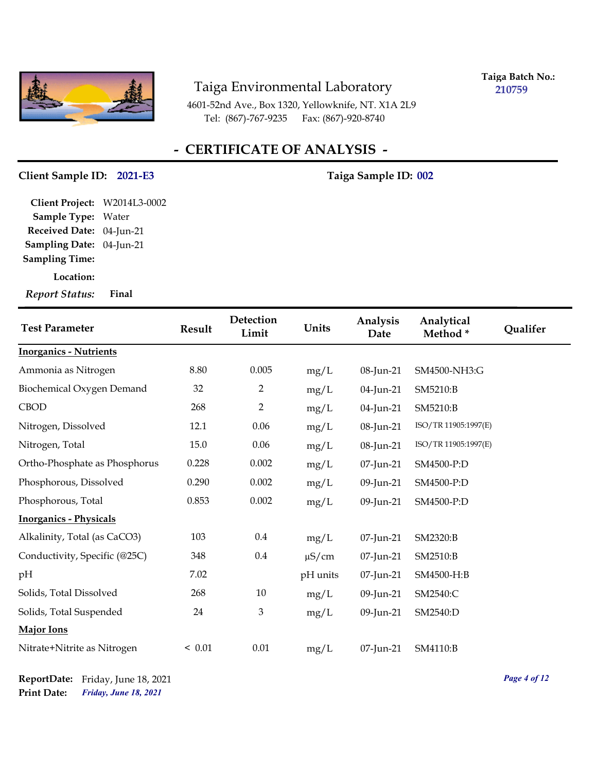Taiga Environmental Laboratory

4601-52nd Ave., Box 1320, Yellowknife, NT. X1A 2L9

Tel: (867)-767-9235 Fax: (867)-920-8740

**Taiga Batch No.:** 210759

## - CERTIFICATE OF ANALYSIS -

**Client Sample ID:** 2021-E3 **Taiga Sample ID:** 002

**Client Project:** W2014L3-0002
**Sample Type:** Water
**Received Date:** 04-Jun-21
**Sampling Date:** 04-Jun-21
**Sampling Time:**
**Location:**
***Report Status:*** **Final**

| Test Parameter | Result | Detection Limit | Units | Analysis Date | Analytical Method * | Qualifer |
|---|---|---|---|---|---|---|
| **Inorganics - Nutrients** | | | | | | |
| Ammonia as Nitrogen | 8.80 | 0.005 | mg/L | 08-Jun-21 | SM4500-NH3:G | |
| Biochemical Oxygen Demand | 32 | 2 | mg/L | 04-Jun-21 | SM5210:B | |
| CBOD | 268 | 2 | mg/L | 04-Jun-21 | SM5210:B | |
| Nitrogen, Dissolved | 12.1 | 0.06 | mg/L | 08-Jun-21 | ISO/TR 11905:1997(E) | |
| Nitrogen, Total | 15.0 | 0.06 | mg/L | 08-Jun-21 | ISO/TR 11905:1997(E) | |
| Ortho-Phosphate as Phosphorus | 0.228 | 0.002 | mg/L | 07-Jun-21 | SM4500-P:D | |
| Phosphorous, Dissolved | 0.290 | 0.002 | mg/L | 09-Jun-21 | SM4500-P:D | |
| Phosphorous, Total | 0.853 | 0.002 | mg/L | 09-Jun-21 | SM4500-P:D | |
| **Inorganics - Physicals** | | | | | | |
| Alkalinity, Total (as CaCO3) | 103 | 0.4 | mg/L | 07-Jun-21 | SM2320:B | |
| Conductivity, Specific (@25C) | 348 | 0.4 | µS/cm | 07-Jun-21 | SM2510:B | |
| pH | 7.02 | | pH units | 07-Jun-21 | SM4500-H:B | |
| Solids, Total Dissolved | 268 | 10 | mg/L | 09-Jun-21 | SM2540:C | |
| Solids, Total Suspended | 24 | 3 | mg/L | 09-Jun-21 | SM2540:D | |
| **Major Ions** | | | | | | |
| Nitrate+Nitrite as Nitrogen | < 0.01 | 0.01 | mg/L | 07-Jun-21 | SM4110:B | |

**ReportDate:** Friday, June 18, 2021
**Print Date:** *Friday, June 18, 2021*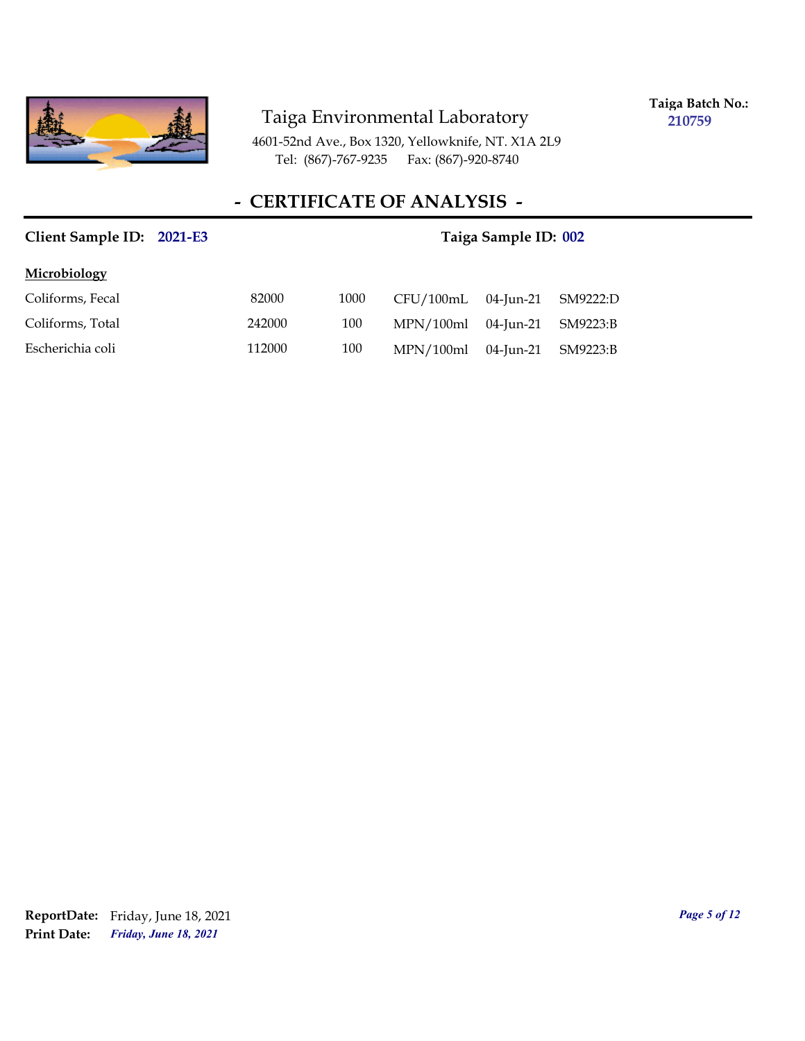Taiga Environmental Laboratory

4601-52nd Ave., Box 1320, Yellowknife, NT. X1A 2L9
Tel: (867)-767-9235 Fax: (867)-920-8740

**Taiga Batch No.:** 210759

## - CERTIFICATE OF ANALYSIS -

**Client Sample ID: 2021-E3** **Taiga Sample ID: 002**

**Microbiology**

| | | | | | |
|---|---|---|---|---|---|
| Coliforms, Fecal | 82000 | 1000 | CFU/100mL | 04-Jun-21 | SM9222:D |
| Coliforms, Total | 242000 | 100 | MPN/100ml | 04-Jun-21 | SM9223:B |
| Escherichia coli | 112000 | 100 | MPN/100ml | 04-Jun-21 | SM9223:B |

**ReportDate:** Friday, June 18, 2021
**Print Date:** *Friday, June 18, 2021*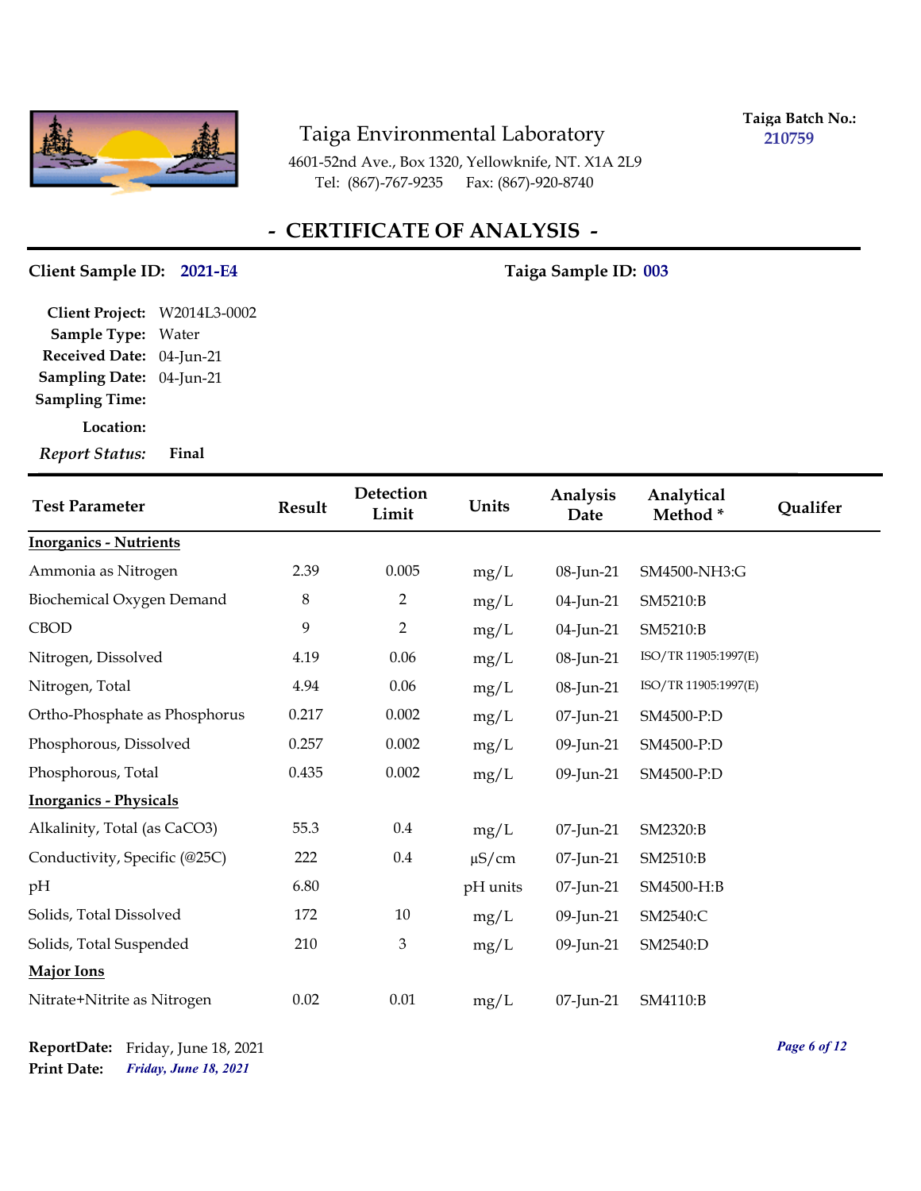# Taiga Environmental Laboratory

4601-52nd Ave., Box 1320, Yellowknife, NT. X1A 2L9
Tel: (867)-767-9235 Fax: (867)-920-8740

**Taiga Batch No.:** 210759

## - CERTIFICATE OF ANALYSIS -

**Client Sample ID:** 2021-E4 **Taiga Sample ID:** 003

**Client Project:** W2014L3-0002
**Sample Type:** Water
**Received Date:** 04-Jun-21
**Sampling Date:** 04-Jun-21
**Sampling Time:**
**Location:**
***Report Status:*** **Final**

| Test Parameter | Result | Detection Limit | Units | Analysis Date | Analytical Method * | Qualifer |
|---|---|---|---|---|---|---|
| **Inorganics - Nutrients** | | | | | | |
| Ammonia as Nitrogen | 2.39 | 0.005 | mg/L | 08-Jun-21 | SM4500-NH3:G | |
| Biochemical Oxygen Demand | 8 | 2 | mg/L | 04-Jun-21 | SM5210:B | |
| CBOD | 9 | 2 | mg/L | 04-Jun-21 | SM5210:B | |
| Nitrogen, Dissolved | 4.19 | 0.06 | mg/L | 08-Jun-21 | ISO/TR 11905:1997(E) | |
| Nitrogen, Total | 4.94 | 0.06 | mg/L | 08-Jun-21 | ISO/TR 11905:1997(E) | |
| Ortho-Phosphate as Phosphorus | 0.217 | 0.002 | mg/L | 07-Jun-21 | SM4500-P:D | |
| Phosphorous, Dissolved | 0.257 | 0.002 | mg/L | 09-Jun-21 | SM4500-P:D | |
| Phosphorous, Total | 0.435 | 0.002 | mg/L | 09-Jun-21 | SM4500-P:D | |
| **Inorganics - Physicals** | | | | | | |
| Alkalinity, Total (as CaCO3) | 55.3 | 0.4 | mg/L | 07-Jun-21 | SM2320:B | |
| Conductivity, Specific (@25C) | 222 | 0.4 | µS/cm | 07-Jun-21 | SM2510:B | |
| pH | 6.80 | | pH units | 07-Jun-21 | SM4500-H:B | |
| Solids, Total Dissolved | 172 | 10 | mg/L | 09-Jun-21 | SM2540:C | |
| Solids, Total Suspended | 210 | 3 | mg/L | 09-Jun-21 | SM2540:D | |
| **Major Ions** | | | | | | |
| Nitrate+Nitrite as Nitrogen | 0.02 | 0.01 | mg/L | 07-Jun-21 | SM4110:B | |

**ReportDate:** Friday, June 18, 2021
**Print Date:** ***Friday, June 18, 2021***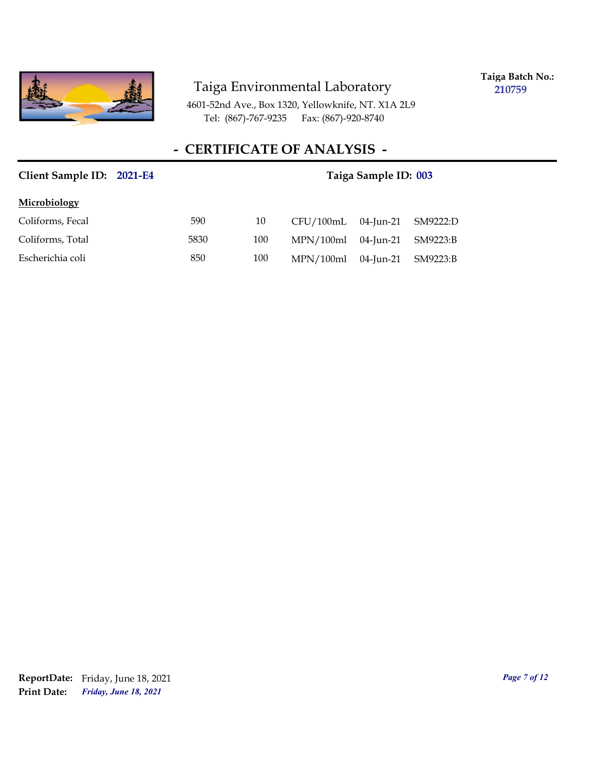Taiga Environmental Laboratory

4601-52nd Ave., Box 1320, Yellowknife, NT. X1A 2L9
Tel: (867)-767-9235 Fax: (867)-920-8740

**Taiga Batch No.:** 210759

## - CERTIFICATE OF ANALYSIS -

**Client Sample ID:** 2021-E4 **Taiga Sample ID:** 003

**Microbiology**

| | | | | | |
|---|---|---|---|---|---|
| Coliforms, Fecal | 590 | 10 | CFU/100mL | 04-Jun-21 | SM9222:D |
| Coliforms, Total | 5830 | 100 | MPN/100ml | 04-Jun-21 | SM9223:B |
| Escherichia coli | 850 | 100 | MPN/100ml | 04-Jun-21 | SM9223:B |

**ReportDate:** Friday, June 18, 2021
**Print Date:** *Friday, June 18, 2021*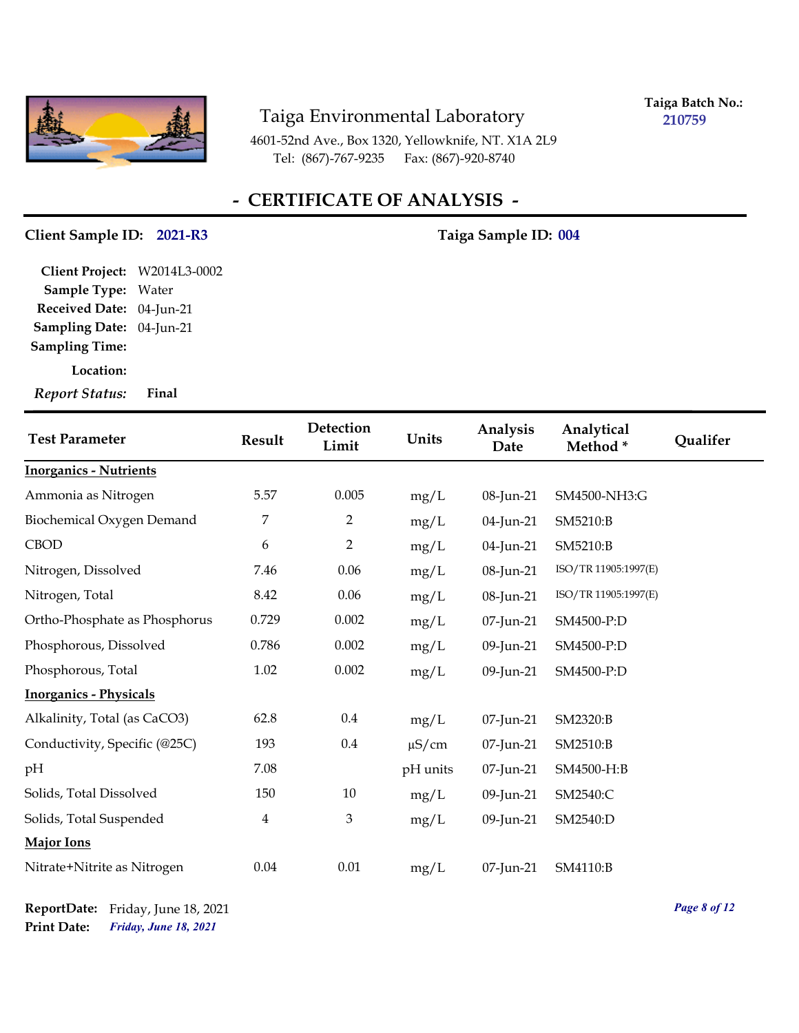Taiga Environmental Laboratory

4601-52nd Ave., Box 1320, Yellowknife, NT. X1A 2L9
Tel: (867)-767-9235 Fax: (867)-920-8740

**Taiga Batch No.:** 210759

## - CERTIFICATE OF ANALYSIS -

**Client Sample ID:** 2021-R3 **Taiga Sample ID:** 004

**Client Project:** W2014L3-0002
**Sample Type:** Water
**Received Date:** 04-Jun-21
**Sampling Date:** 04-Jun-21
**Sampling Time:**
**Location:**
*Report Status:* **Final**

| Test Parameter | Result | Detection Limit | Units | Analysis Date | Analytical Method * | Qualifer |
|---|---|---|---|---|---|---|
| **Inorganics - Nutrients** | | | | | | |
| Ammonia as Nitrogen | 5.57 | 0.005 | mg/L | 08-Jun-21 | SM4500-NH3:G | |
| Biochemical Oxygen Demand | 7 | 2 | mg/L | 04-Jun-21 | SM5210:B | |
| CBOD | 6 | 2 | mg/L | 04-Jun-21 | SM5210:B | |
| Nitrogen, Dissolved | 7.46 | 0.06 | mg/L | 08-Jun-21 | ISO/TR 11905:1997(E) | |
| Nitrogen, Total | 8.42 | 0.06 | mg/L | 08-Jun-21 | ISO/TR 11905:1997(E) | |
| Ortho-Phosphate as Phosphorus | 0.729 | 0.002 | mg/L | 07-Jun-21 | SM4500-P:D | |
| Phosphorous, Dissolved | 0.786 | 0.002 | mg/L | 09-Jun-21 | SM4500-P:D | |
| Phosphorous, Total | 1.02 | 0.002 | mg/L | 09-Jun-21 | SM4500-P:D | |
| **Inorganics - Physicals** | | | | | | |
| Alkalinity, Total (as CaCO3) | 62.8 | 0.4 | mg/L | 07-Jun-21 | SM2320:B | |
| Conductivity, Specific (@25C) | 193 | 0.4 | µS/cm | 07-Jun-21 | SM2510:B | |
| pH | 7.08 | | pH units | 07-Jun-21 | SM4500-H:B | |
| Solids, Total Dissolved | 150 | 10 | mg/L | 09-Jun-21 | SM2540:C | |
| Solids, Total Suspended | 4 | 3 | mg/L | 09-Jun-21 | SM2540:D | |
| **Major Ions** | | | | | | |
| Nitrate+Nitrite as Nitrogen | 0.04 | 0.01 | mg/L | 07-Jun-21 | SM4110:B | |

**ReportDate:** Friday, June 18, 2021
**Print Date:** *Friday, June 18, 2021*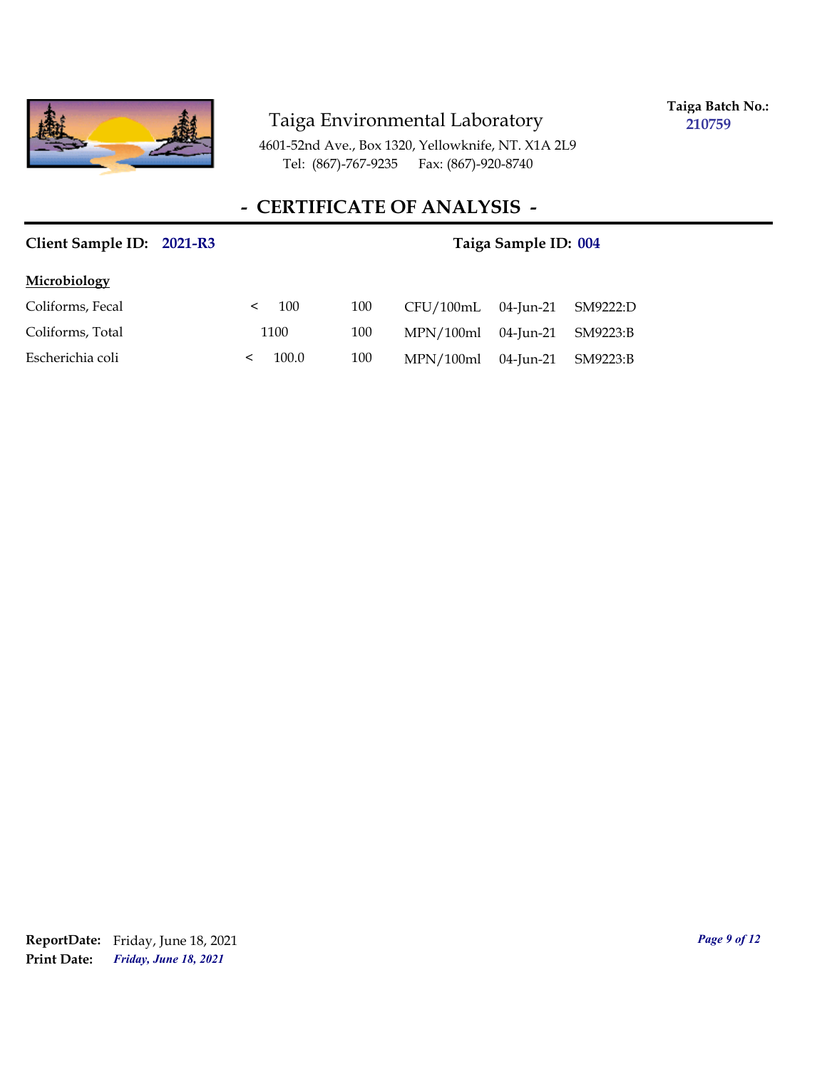Taiga Environmental Laboratory

4601-52nd Ave., Box 1320, Yellowknife, NT. X1A 2L9
Tel: (867)-767-9235 Fax: (867)-920-8740

**Taiga Batch No.:** **210759**

## - CERTIFICATE OF ANALYSIS -

**Client Sample ID:** **2021-R3** **Taiga Sample ID:** **004**

**Microbiology**

| | | | | | |
|---|---|---|---|---|---|
| Coliforms, Fecal | < 100 | 100 | CFU/100mL | 04-Jun-21 | SM9222:D |
| Coliforms, Total | 1100 | 100 | MPN/100ml | 04-Jun-21 | SM9223:B |
| Escherichia coli | < 100.0 | 100 | MPN/100ml | 04-Jun-21 | SM9223:B |

**ReportDate:** Friday, June 18, 2021
**Print Date:** ***Friday, June 18, 2021***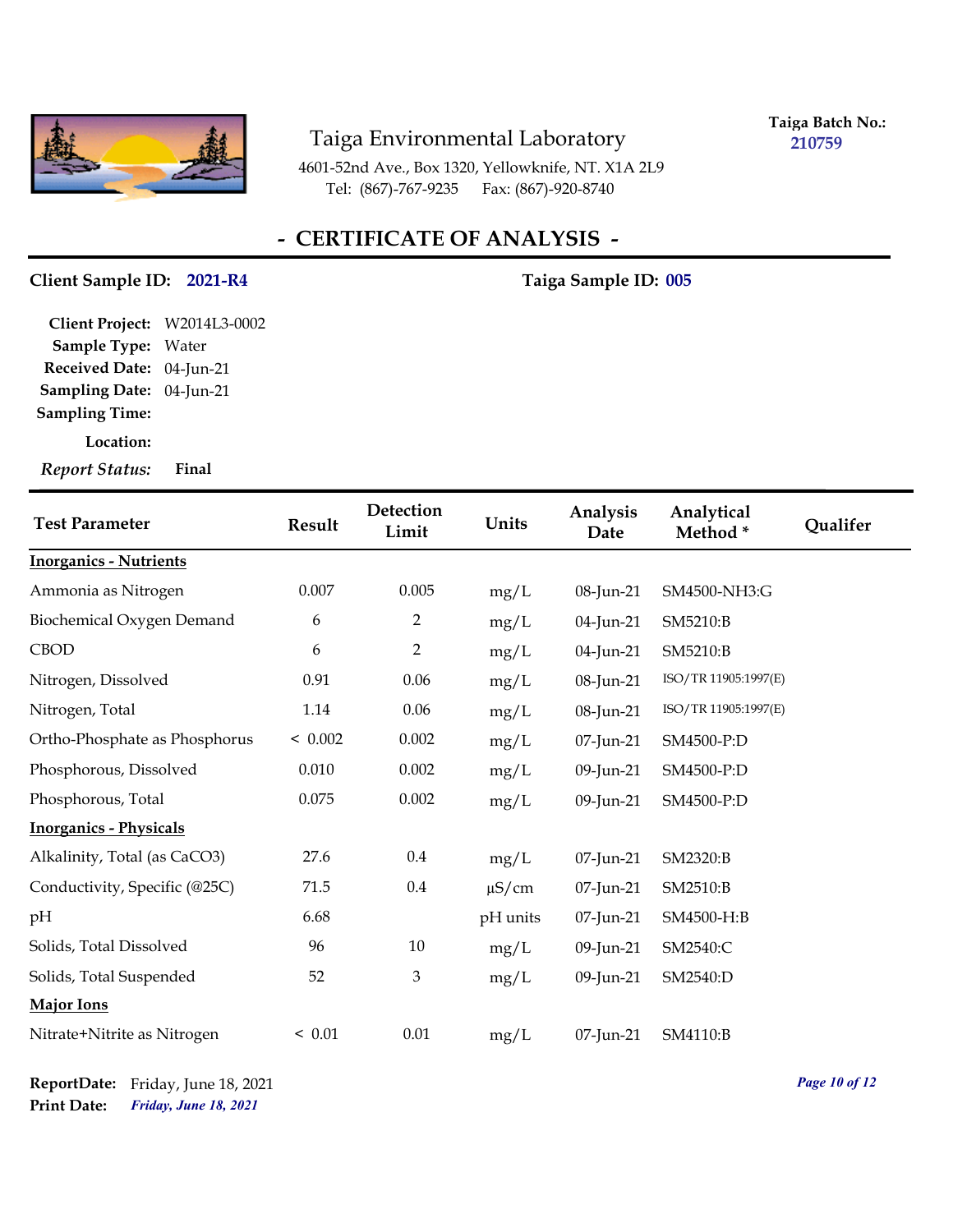# Taiga Environmental Laboratory

4601-52nd Ave., Box 1320, Yellowknife, NT. X1A 2L9
Tel: (867)-767-9235 Fax: (867)-920-8740

**Taiga Batch No.:** 210759

## - CERTIFICATE OF ANALYSIS -

**Client Sample ID:** 2021-R4 **Taiga Sample ID:** 005

**Client Project:** W2014L3-0002
**Sample Type:** Water
**Received Date:** 04-Jun-21
**Sampling Date:** 04-Jun-21
**Sampling Time:**
**Location:**
*Report Status:* **Final**

| Test Parameter | Result | Detection Limit | Units | Analysis Date | Analytical Method * | Qualifer |
|---|---|---|---|---|---|---|
| **Inorganics - Nutrients** | | | | | | |
| Ammonia as Nitrogen | 0.007 | 0.005 | mg/L | 08-Jun-21 | SM4500-NH3:G | |
| Biochemical Oxygen Demand | 6 | 2 | mg/L | 04-Jun-21 | SM5210:B | |
| CBOD | 6 | 2 | mg/L | 04-Jun-21 | SM5210:B | |
| Nitrogen, Dissolved | 0.91 | 0.06 | mg/L | 08-Jun-21 | ISO/TR 11905:1997(E) | |
| Nitrogen, Total | 1.14 | 0.06 | mg/L | 08-Jun-21 | ISO/TR 11905:1997(E) | |
| Ortho-Phosphate as Phosphorus | < 0.002 | 0.002 | mg/L | 07-Jun-21 | SM4500-P:D | |
| Phosphorous, Dissolved | 0.010 | 0.002 | mg/L | 09-Jun-21 | SM4500-P:D | |
| Phosphorous, Total | 0.075 | 0.002 | mg/L | 09-Jun-21 | SM4500-P:D | |
| **Inorganics - Physicals** | | | | | | |
| Alkalinity, Total (as CaCO3) | 27.6 | 0.4 | mg/L | 07-Jun-21 | SM2320:B | |
| Conductivity, Specific (@25C) | 71.5 | 0.4 | µS/cm | 07-Jun-21 | SM2510:B | |
| pH | 6.68 | | pH units | 07-Jun-21 | SM4500-H:B | |
| Solids, Total Dissolved | 96 | 10 | mg/L | 09-Jun-21 | SM2540:C | |
| Solids, Total Suspended | 52 | 3 | mg/L | 09-Jun-21 | SM2540:D | |
| **Major Ions** | | | | | | |
| Nitrate+Nitrite as Nitrogen | < 0.01 | 0.01 | mg/L | 07-Jun-21 | SM4110:B | |

**ReportDate:** Friday, June 18, 2021
**Print Date:** *Friday, June 18, 2021*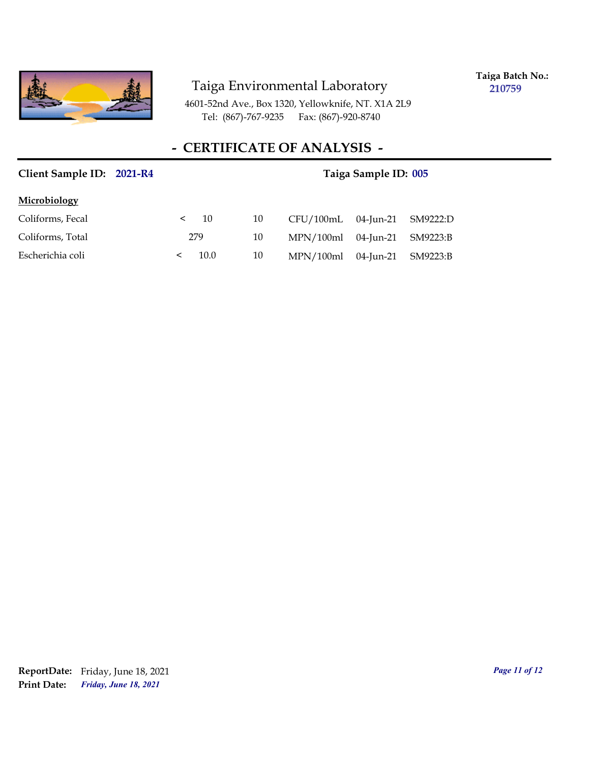Taiga Environmental Laboratory

4601-52nd Ave., Box 1320, Yellowknife, NT. X1A 2L9
Tel: (867)-767-9235 Fax: (867)-920-8740

**Taiga Batch No.:** **210759**

## - CERTIFICATE OF ANALYSIS -

**Client Sample ID:** **2021-R4** **Taiga Sample ID:** **005**

**Microbiology**

| | | | | | |
|---|---|---|---|---|---|
| Coliforms, Fecal | < 10 | 10 | CFU/100mL | 04-Jun-21 | SM9222:D |
| Coliforms, Total | 279 | 10 | MPN/100ml | 04-Jun-21 | SM9223:B |
| Escherichia coli | < 10.0 | 10 | MPN/100ml | 04-Jun-21 | SM9223:B |

**ReportDate:** Friday, June 18, 2021
**Print Date:** ***Friday, June 18, 2021***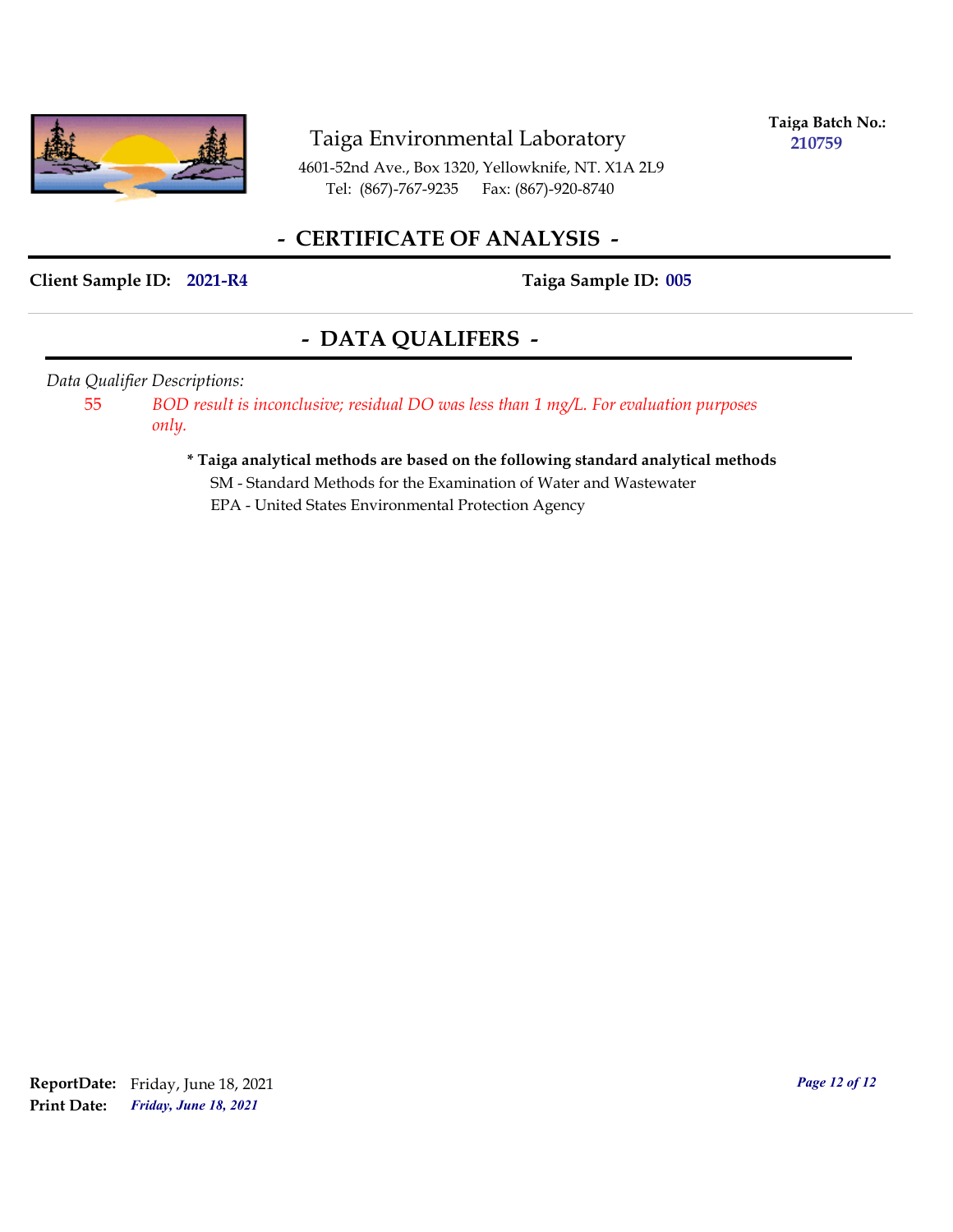Taiga Environmental Laboratory

4601-52nd Ave., Box 1320, Yellowknife, NT. X1A 2L9
Tel: (867)-767-9235 Fax: (867)-920-8740

**Taiga Batch No.:** 210759

# - CERTIFICATE OF ANALYSIS -

**Client Sample ID:** 2021-R4 **Taiga Sample ID:** 005

## - DATA QUALIFERS -

*Data Qualifier Descriptions:*

55 *BOD result is inconclusive; residual DO was less than 1 mg/L. For evaluation purposes only.*

**\* Taiga analytical methods are based on the following standard analytical methods**

SM - Standard Methods for the Examination of Water and Wastewater
EPA - United States Environmental Protection Agency

**ReportDate:** Friday, June 18, 2021
**Print Date:** *Friday, June 18, 2021*